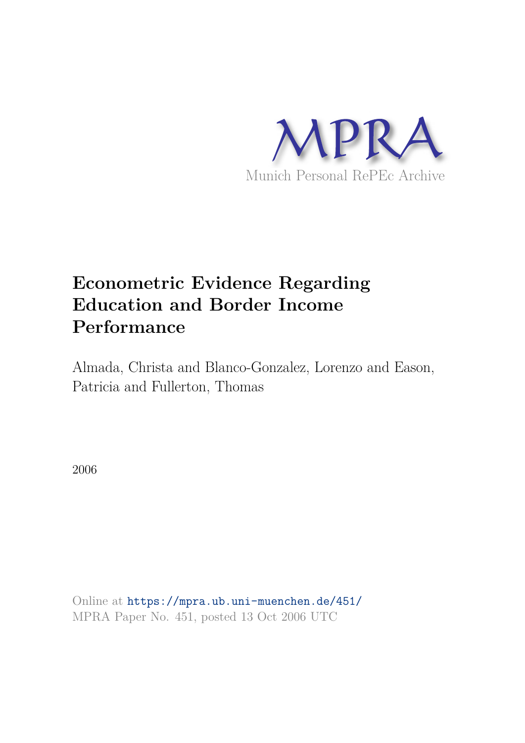MPRA

Munich Personal RePEc Archive

# Econometric Evidence Regarding Education and Border Income Performance

Almada, Christa and Blanco-Gonzalez, Lorenzo and Eason, Patricia and Fullerton, Thomas

2006

Online at https://mpra.ub.uni-muenchen.de/451/
MPRA Paper No. 451, posted 13 Oct 2006 UTC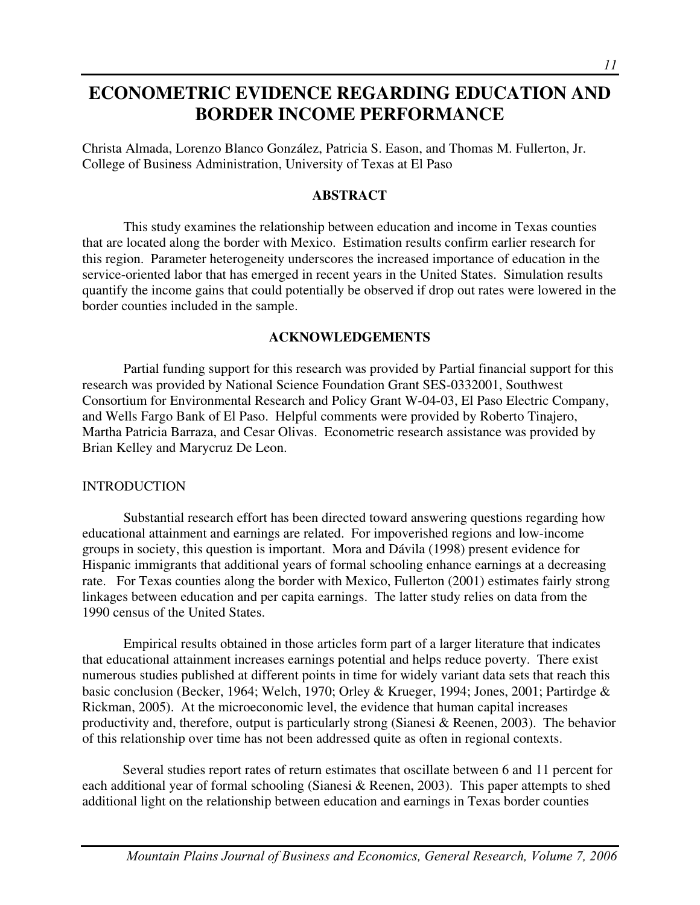# ECONOMETRIC EVIDENCE REGARDING EDUCATION AND BORDER INCOME PERFORMANCE

Christa Almada, Lorenzo Blanco González, Patricia S. Eason, and Thomas M. Fullerton, Jr.
College of Business Administration, University of Texas at El Paso

## ABSTRACT

This study examines the relationship between education and income in Texas counties that are located along the border with Mexico. Estimation results confirm earlier research for this region. Parameter heterogeneity underscores the increased importance of education in the service-oriented labor that has emerged in recent years in the United States. Simulation results quantify the income gains that could potentially be observed if drop out rates were lowered in the border counties included in the sample.

## ACKNOWLEDGEMENTS

Partial funding support for this research was provided by Partial financial support for this research was provided by National Science Foundation Grant SES-0332001, Southwest Consortium for Environmental Research and Policy Grant W-04-03, El Paso Electric Company, and Wells Fargo Bank of El Paso. Helpful comments were provided by Roberto Tinajero, Martha Patricia Barraza, and Cesar Olivas. Econometric research assistance was provided by Brian Kelley and Marycruz De Leon.

## INTRODUCTION

Substantial research effort has been directed toward answering questions regarding how educational attainment and earnings are related. For impoverished regions and low-income groups in society, this question is important. Mora and Dávila (1998) present evidence for Hispanic immigrants that additional years of formal schooling enhance earnings at a decreasing rate. For Texas counties along the border with Mexico, Fullerton (2001) estimates fairly strong linkages between education and per capita earnings. The latter study relies on data from the 1990 census of the United States.

Empirical results obtained in those articles form part of a larger literature that indicates that educational attainment increases earnings potential and helps reduce poverty. There exist numerous studies published at different points in time for widely variant data sets that reach this basic conclusion (Becker, 1964; Welch, 1970; Orley & Krueger, 1994; Jones, 2001; Partirdge & Rickman, 2005). At the microeconomic level, the evidence that human capital increases productivity and, therefore, output is particularly strong (Sianesi & Reenen, 2003). The behavior of this relationship over time has not been addressed quite as often in regional contexts.

Several studies report rates of return estimates that oscillate between 6 and 11 percent for each additional year of formal schooling (Sianesi & Reenen, 2003). This paper attempts to shed additional light on the relationship between education and earnings in Texas border counties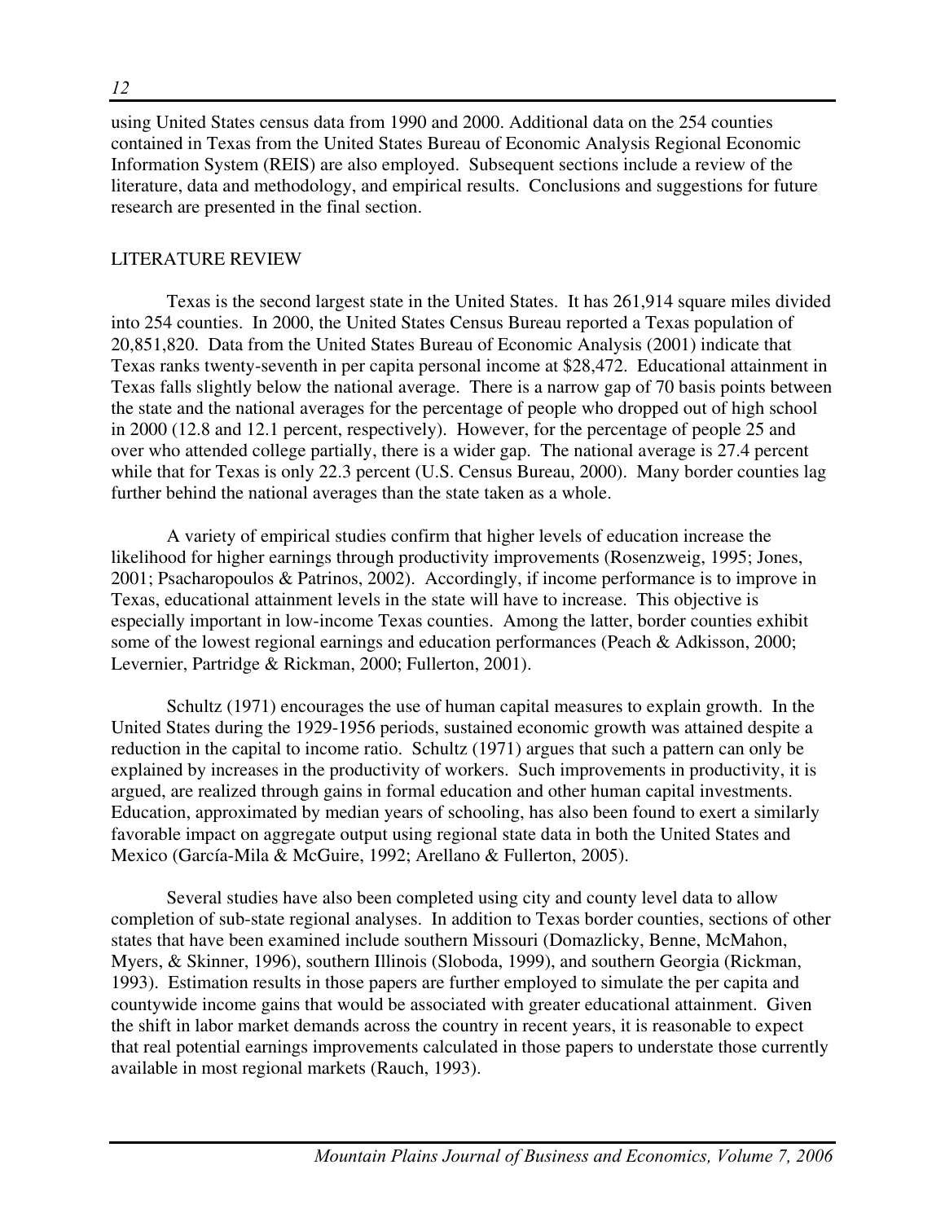using United States census data from 1990 and 2000. Additional data on the 254 counties contained in Texas from the United States Bureau of Economic Analysis Regional Economic Information System (REIS) are also employed. Subsequent sections include a review of the literature, data and methodology, and empirical results. Conclusions and suggestions for future research are presented in the final section.

## LITERATURE REVIEW

Texas is the second largest state in the United States. It has 261,914 square miles divided into 254 counties. In 2000, the United States Census Bureau reported a Texas population of 20,851,820. Data from the United States Bureau of Economic Analysis (2001) indicate that Texas ranks twenty-seventh in per capita personal income at $28,472. Educational attainment in Texas falls slightly below the national average. There is a narrow gap of 70 basis points between the state and the national averages for the percentage of people who dropped out of high school in 2000 (12.8 and 12.1 percent, respectively). However, for the percentage of people 25 and over who attended college partially, there is a wider gap. The national average is 27.4 percent while that for Texas is only 22.3 percent (U.S. Census Bureau, 2000). Many border counties lag further behind the national averages than the state taken as a whole.

A variety of empirical studies confirm that higher levels of education increase the likelihood for higher earnings through productivity improvements (Rosenzweig, 1995; Jones, 2001; Psacharopoulos & Patrinos, 2002). Accordingly, if income performance is to improve in Texas, educational attainment levels in the state will have to increase. This objective is especially important in low-income Texas counties. Among the latter, border counties exhibit some of the lowest regional earnings and education performances (Peach & Adkisson, 2000; Levernier, Partridge & Rickman, 2000; Fullerton, 2001).

Schultz (1971) encourages the use of human capital measures to explain growth. In the United States during the 1929-1956 periods, sustained economic growth was attained despite a reduction in the capital to income ratio. Schultz (1971) argues that such a pattern can only be explained by increases in the productivity of workers. Such improvements in productivity, it is argued, are realized through gains in formal education and other human capital investments. Education, approximated by median years of schooling, has also been found to exert a similarly favorable impact on aggregate output using regional state data in both the United States and Mexico (García-Mila & McGuire, 1992; Arellano & Fullerton, 2005).

Several studies have also been completed using city and county level data to allow completion of sub-state regional analyses. In addition to Texas border counties, sections of other states that have been examined include southern Missouri (Domazlicky, Benne, McMahon, Myers, & Skinner, 1996), southern Illinois (Sloboda, 1999), and southern Georgia (Rickman, 1993). Estimation results in those papers are further employed to simulate the per capita and countywide income gains that would be associated with greater educational attainment. Given the shift in labor market demands across the country in recent years, it is reasonable to expect that real potential earnings improvements calculated in those papers to understate those currently available in most regional markets (Rauch, 1993).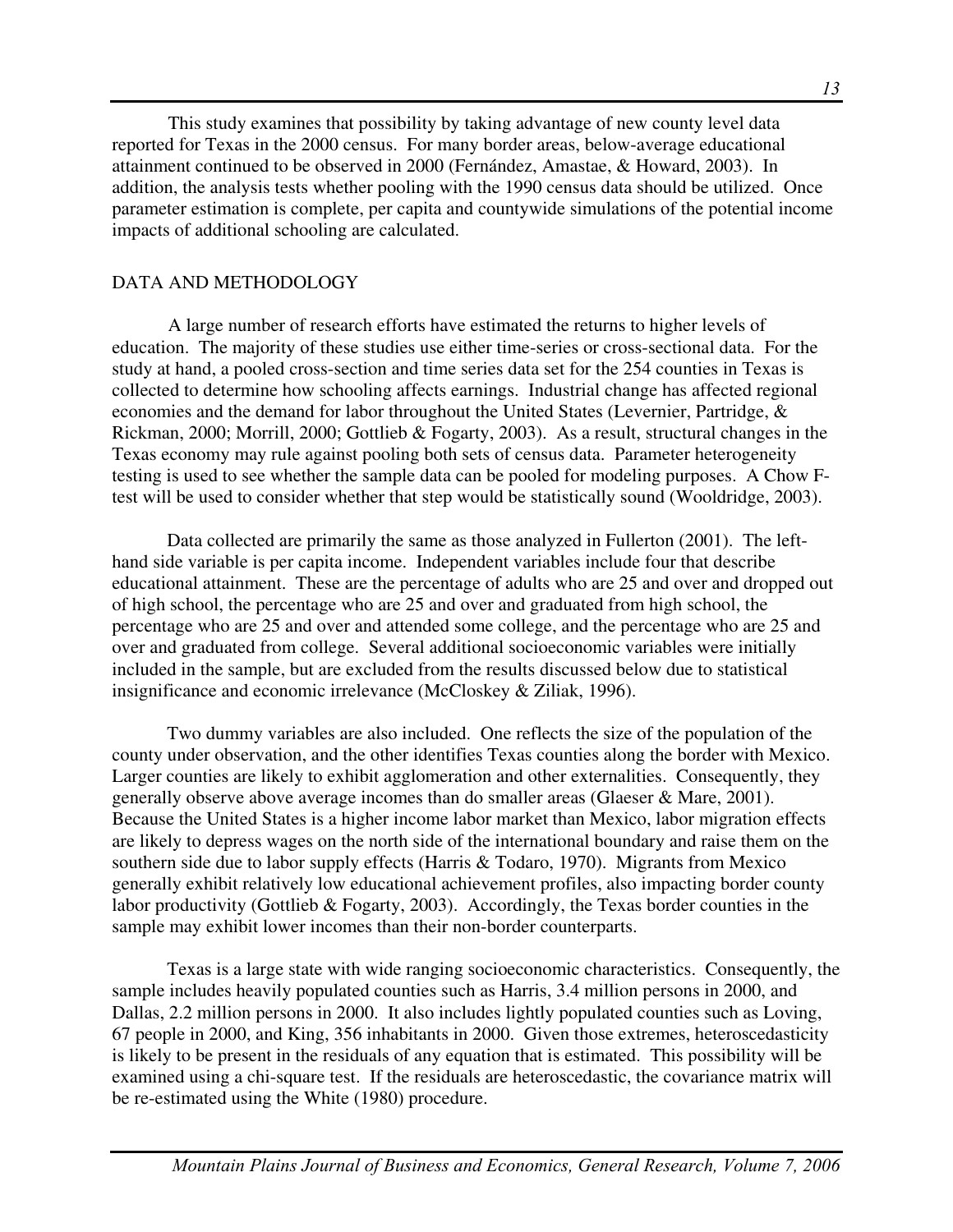This study examines that possibility by taking advantage of new county level data reported for Texas in the 2000 census. For many border areas, below-average educational attainment continued to be observed in 2000 (Fernández, Amastae, & Howard, 2003). In addition, the analysis tests whether pooling with the 1990 census data should be utilized. Once parameter estimation is complete, per capita and countywide simulations of the potential income impacts of additional schooling are calculated.

## DATA AND METHODOLOGY

A large number of research efforts have estimated the returns to higher levels of education. The majority of these studies use either time-series or cross-sectional data. For the study at hand, a pooled cross-section and time series data set for the 254 counties in Texas is collected to determine how schooling affects earnings. Industrial change has affected regional economies and the demand for labor throughout the United States (Levernier, Partridge, & Rickman, 2000; Morrill, 2000; Gottlieb & Fogarty, 2003). As a result, structural changes in the Texas economy may rule against pooling both sets of census data. Parameter heterogeneity testing is used to see whether the sample data can be pooled for modeling purposes. A Chow F-test will be used to consider whether that step would be statistically sound (Wooldridge, 2003).

Data collected are primarily the same as those analyzed in Fullerton (2001). The left-hand side variable is per capita income. Independent variables include four that describe educational attainment. These are the percentage of adults who are 25 and over and dropped out of high school, the percentage who are 25 and over and graduated from high school, the percentage who are 25 and over and attended some college, and the percentage who are 25 and over and graduated from college. Several additional socioeconomic variables were initially included in the sample, but are excluded from the results discussed below due to statistical insignificance and economic irrelevance (McCloskey & Ziliak, 1996).

Two dummy variables are also included. One reflects the size of the population of the county under observation, and the other identifies Texas counties along the border with Mexico. Larger counties are likely to exhibit agglomeration and other externalities. Consequently, they generally observe above average incomes than do smaller areas (Glaeser & Mare, 2001). Because the United States is a higher income labor market than Mexico, labor migration effects are likely to depress wages on the north side of the international boundary and raise them on the southern side due to labor supply effects (Harris & Todaro, 1970). Migrants from Mexico generally exhibit relatively low educational achievement profiles, also impacting border county labor productivity (Gottlieb & Fogarty, 2003). Accordingly, the Texas border counties in the sample may exhibit lower incomes than their non-border counterparts.

Texas is a large state with wide ranging socioeconomic characteristics. Consequently, the sample includes heavily populated counties such as Harris, 3.4 million persons in 2000, and Dallas, 2.2 million persons in 2000. It also includes lightly populated counties such as Loving, 67 people in 2000, and King, 356 inhabitants in 2000. Given those extremes, heteroscedasticity is likely to be present in the residuals of any equation that is estimated. This possibility will be examined using a chi-square test. If the residuals are heteroscedastic, the covariance matrix will be re-estimated using the White (1980) procedure.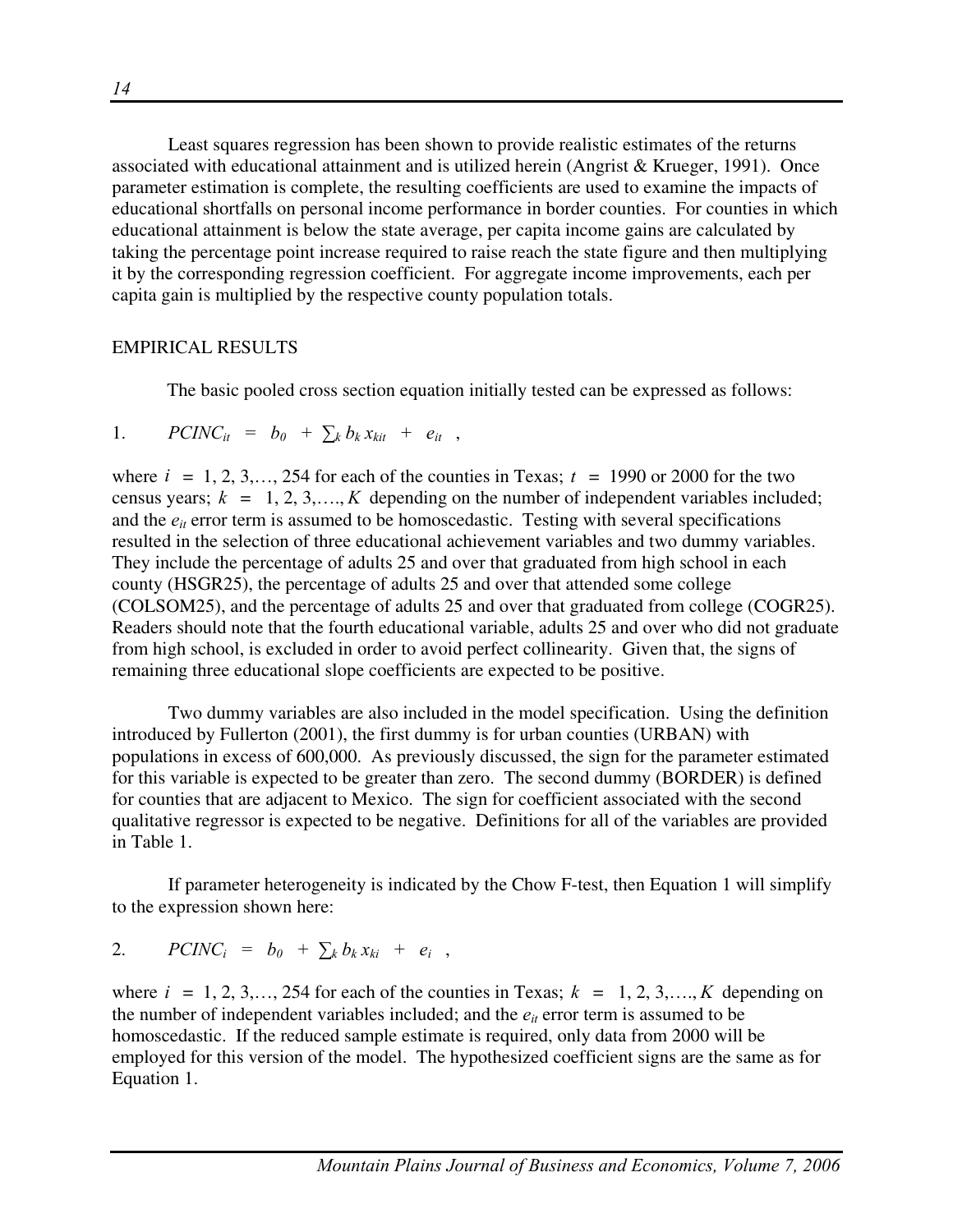Least squares regression has been shown to provide realistic estimates of the returns associated with educational attainment and is utilized herein (Angrist & Krueger, 1991). Once parameter estimation is complete, the resulting coefficients are used to examine the impacts of educational shortfalls on personal income performance in border counties. For counties in which educational attainment is below the state average, per capita income gains are calculated by taking the percentage point increase required to raise reach the state figure and then multiplying it by the corresponding regression coefficient. For aggregate income improvements, each per capita gain is multiplied by the respective county population totals.

## EMPIRICAL RESULTS

The basic pooled cross section equation initially tested can be expressed as follows:

$$1. \qquad PCINC_{it} \; = \; b_0 \; + \; \sum_k b_k x_{kit} \; + \; e_{it} \;\; ,$$

where $i = 1, 2, 3, \ldots, 254$ for each of the counties in Texas; $t = 1990$ or $2000$ for the two census years; $k = 1, 2, 3, \ldots, K$ depending on the number of independent variables included; and the $e_{it}$ error term is assumed to be homoscedastic. Testing with several specifications resulted in the selection of three educational achievement variables and two dummy variables. They include the percentage of adults 25 and over that graduated from high school in each county (HSGR25), the percentage of adults 25 and over that attended some college (COLSOM25), and the percentage of adults 25 and over that graduated from college (COGR25). Readers should note that the fourth educational variable, adults 25 and over who did not graduate from high school, is excluded in order to avoid perfect collinearity. Given that, the signs of remaining three educational slope coefficients are expected to be positive.

Two dummy variables are also included in the model specification. Using the definition introduced by Fullerton (2001), the first dummy is for urban counties (URBAN) with populations in excess of 600,000. As previously discussed, the sign for the parameter estimated for this variable is expected to be greater than zero. The second dummy (BORDER) is defined for counties that are adjacent to Mexico. The sign for coefficient associated with the second qualitative regressor is expected to be negative. Definitions for all of the variables are provided in Table 1.

If parameter heterogeneity is indicated by the Chow F-test, then Equation 1 will simplify to the expression shown here:

$$2. \qquad PCINC_{i} \; = \; b_0 \; + \; \sum_k b_k x_{ki} \; + \; e_{i} \;\; ,$$

where $i = 1, 2, 3, \ldots, 254$ for each of the counties in Texas; $k = 1, 2, 3, \ldots, K$ depending on the number of independent variables included; and the $e_{it}$ error term is assumed to be homoscedastic. If the reduced sample estimate is required, only data from 2000 will be employed for this version of the model. The hypothesized coefficient signs are the same as for Equation 1.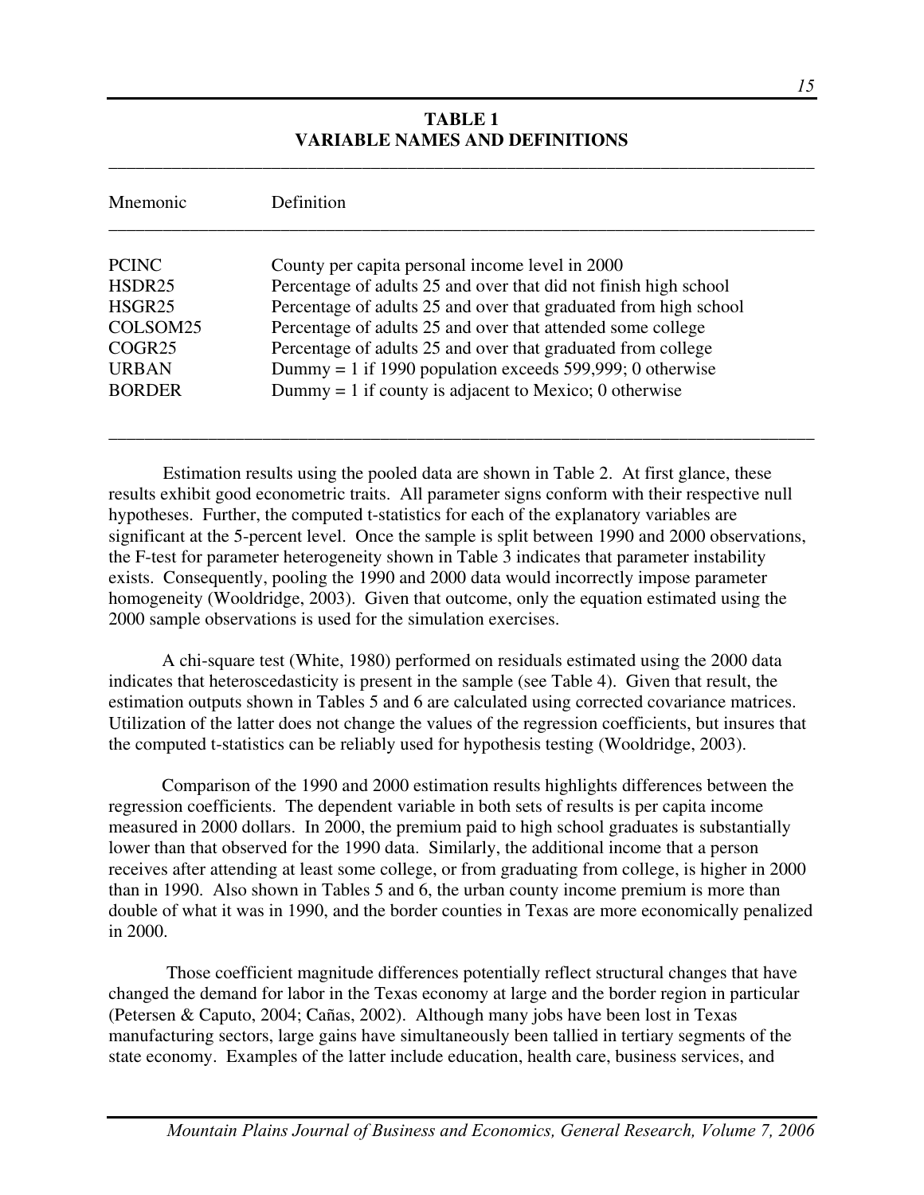**TABLE 1**
**VARIABLE NAMES AND DEFINITIONS**

| Mnemonic | Definition |
|---|---|
| PCINC | County per capita personal income level in 2000 |
| HSDR25 | Percentage of adults 25 and over that did not finish high school |
| HSGR25 | Percentage of adults 25 and over that graduated from high school |
| COLSOM25 | Percentage of adults 25 and over that attended some college |
| COGR25 | Percentage of adults 25 and over that graduated from college |
| URBAN | Dummy = 1 if 1990 population exceeds 599,999; 0 otherwise |
| BORDER | Dummy = 1 if county is adjacent to Mexico; 0 otherwise |

Estimation results using the pooled data are shown in Table 2. At first glance, these results exhibit good econometric traits. All parameter signs conform with their respective null hypotheses. Further, the computed t-statistics for each of the explanatory variables are significant at the 5-percent level. Once the sample is split between 1990 and 2000 observations, the F-test for parameter heterogeneity shown in Table 3 indicates that parameter instability exists. Consequently, pooling the 1990 and 2000 data would incorrectly impose parameter homogeneity (Wooldridge, 2003). Given that outcome, only the equation estimated using the 2000 sample observations is used for the simulation exercises.

A chi-square test (White, 1980) performed on residuals estimated using the 2000 data indicates that heteroscedasticity is present in the sample (see Table 4). Given that result, the estimation outputs shown in Tables 5 and 6 are calculated using corrected covariance matrices. Utilization of the latter does not change the values of the regression coefficients, but insures that the computed t-statistics can be reliably used for hypothesis testing (Wooldridge, 2003).

Comparison of the 1990 and 2000 estimation results highlights differences between the regression coefficients. The dependent variable in both sets of results is per capita income measured in 2000 dollars. In 2000, the premium paid to high school graduates is substantially lower than that observed for the 1990 data. Similarly, the additional income that a person receives after attending at least some college, or from graduating from college, is higher in 2000 than in 1990. Also shown in Tables 5 and 6, the urban county income premium is more than double of what it was in 1990, and the border counties in Texas are more economically penalized in 2000.

Those coefficient magnitude differences potentially reflect structural changes that have changed the demand for labor in the Texas economy at large and the border region in particular (Petersen & Caputo, 2004; Cañas, 2002). Although many jobs have been lost in Texas manufacturing sectors, large gains have simultaneously been tallied in tertiary segments of the state economy. Examples of the latter include education, health care, business services, and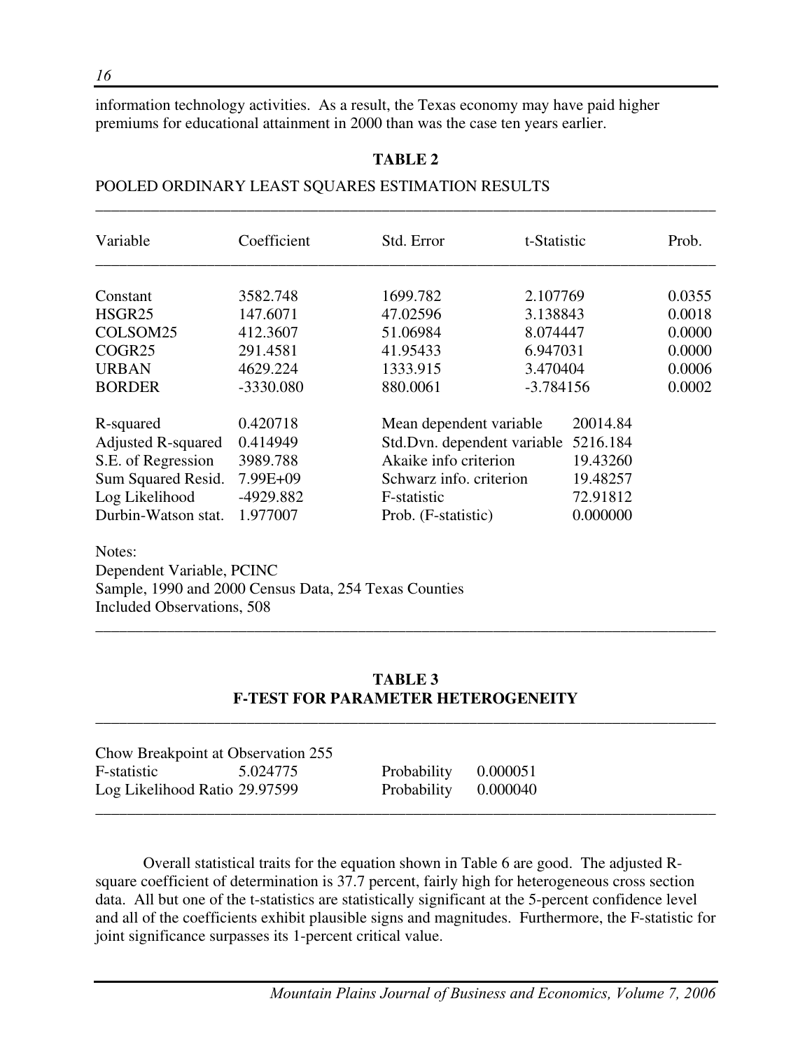information technology activities. As a result, the Texas economy may have paid higher premiums for educational attainment in 2000 than was the case ten years earlier.

**TABLE 2**

POOLED ORDINARY LEAST SQUARES ESTIMATION RESULTS

| Variable | Coefficient | Std. Error | t-Statistic | Prob. |
|---|---|---|---|---|
| Constant | 3582.748 | 1699.782 | 2.107769 | 0.0355 |
| HSGR25 | 147.6071 | 47.02596 | 3.138843 | 0.0018 |
| COLSOM25 | 412.3607 | 51.06984 | 8.074447 | 0.0000 |
| COGR25 | 291.4581 | 41.95433 | 6.947031 | 0.0000 |
| URBAN | 4629.224 | 1333.915 | 3.470404 | 0.0006 |
| BORDER | -3330.080 | 880.0061 | -3.784156 | 0.0002 |

| | | | |
|---|---|---|---|
| R-squared | 0.420718 | Mean dependent variable | 20014.84 |
| Adjusted R-squared | 0.414949 | Std.Dvn. dependent variable | 5216.184 |
| S.E. of Regression | 3989.788 | Akaike info criterion | 19.43260 |
| Sum Squared Resid. | 7.99E+09 | Schwarz info. criterion | 19.48257 |
| Log Likelihood | -4929.882 | F-statistic | 72.91812 |
| Durbin-Watson stat. | 1.977007 | Prob. (F-statistic) | 0.000000 |

Notes:
Dependent Variable, PCINC
Sample, 1990 and 2000 Census Data, 254 Texas Counties
Included Observations, 508

**TABLE 3**
**F-TEST FOR PARAMETER HETEROGENEITY**

Chow Breakpoint at Observation 255

| | | | |
|---|---|---|---|
| F-statistic | 5.024775 | Probability | 0.000051 |
| Log Likelihood Ratio | 29.97599 | Probability | 0.000040 |

Overall statistical traits for the equation shown in Table 6 are good. The adjusted R-square coefficient of determination is 37.7 percent, fairly high for heterogeneous cross section data. All but one of the t-statistics are statistically significant at the 5-percent confidence level and all of the coefficients exhibit plausible signs and magnitudes. Furthermore, the F-statistic for joint significance surpasses its 1-percent critical value.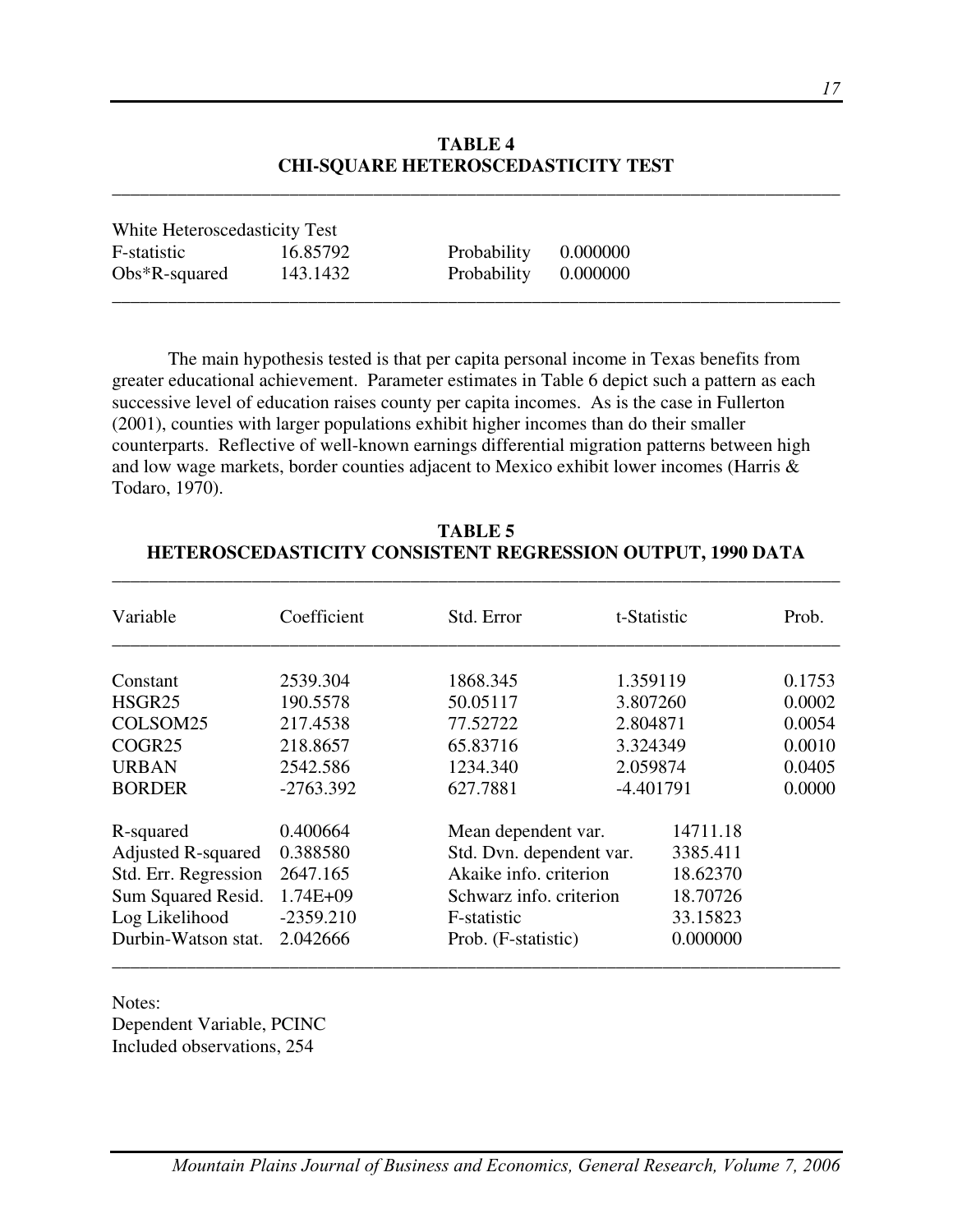**TABLE 4**
**CHI-SQUARE HETEROSCEDASTICITY TEST**

| White Heteroscedasticity Test | | | |
|---|---|---|---|
| F-statistic | 16.85792 | Probability | 0.000000 |
| Obs*R-squared | 143.1432 | Probability | 0.000000 |

The main hypothesis tested is that per capita personal income in Texas benefits from greater educational achievement. Parameter estimates in Table 6 depict such a pattern as each successive level of education raises county per capita incomes. As is the case in Fullerton (2001), counties with larger populations exhibit higher incomes than do their smaller counterparts. Reflective of well-known earnings differential migration patterns between high and low wage markets, border counties adjacent to Mexico exhibit lower incomes (Harris & Todaro, 1970).

**TABLE 5**
**HETEROSCEDASTICITY CONSISTENT REGRESSION OUTPUT, 1990 DATA**

| Variable | Coefficient | Std. Error | t-Statistic | Prob. |
|---|---|---|---|---|
| Constant | 2539.304 | 1868.345 | 1.359119 | 0.1753 |
| HSGR25 | 190.5578 | 50.05117 | 3.807260 | 0.0002 |
| COLSOM25 | 217.4538 | 77.52722 | 2.804871 | 0.0054 |
| COGR25 | 218.8657 | 65.83716 | 3.324349 | 0.0010 |
| URBAN | 2542.586 | 1234.340 | 2.059874 | 0.0405 |
| BORDER | -2763.392 | 627.7881 | -4.401791 | 0.0000 |

| | | | |
|---|---|---|---|
| R-squared | 0.400664 | Mean dependent var. | 14711.18 |
| Adjusted R-squared | 0.388580 | Std. Dvn. dependent var. | 3385.411 |
| Std. Err. Regression | 2647.165 | Akaike info. criterion | 18.62370 |
| Sum Squared Resid. | 1.74E+09 | Schwarz info. criterion | 18.70726 |
| Log Likelihood | -2359.210 | F-statistic | 33.15823 |
| Durbin-Watson stat. | 2.042666 | Prob. (F-statistic) | 0.000000 |

Notes:
Dependent Variable, PCINC
Included observations, 254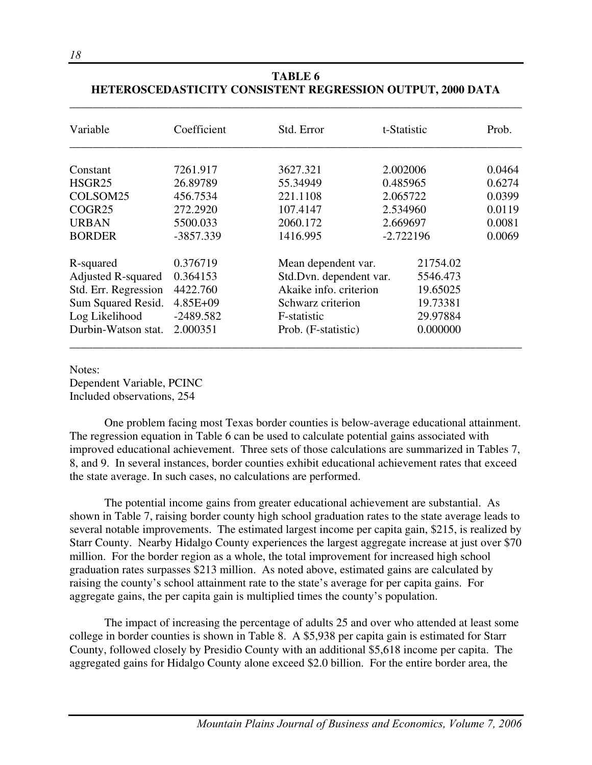**TABLE 6**
**HETEROSCEDASTICITY CONSISTENT REGRESSION OUTPUT, 2000 DATA**

| Variable | Coefficient | Std. Error | t-Statistic | Prob. |
|---|---|---|---|---|
| Constant | 7261.917 | 3627.321 | 2.002006 | 0.0464 |
| HSGR25 | 26.89789 | 55.34949 | 0.485965 | 0.6274 |
| COLSOM25 | 456.7534 | 221.1108 | 2.065722 | 0.0399 |
| COGR25 | 272.2920 | 107.4147 | 2.534960 | 0.0119 |
| URBAN | 5500.033 | 2060.172 | 2.669697 | 0.0081 |
| BORDER | -3857.339 | 1416.995 | -2.722196 | 0.0069 |

| | | | |
|---|---|---|---|
| R-squared | 0.376719 | Mean dependent var. | 21754.02 |
| Adjusted R-squared | 0.364153 | Std.Dvn. dependent var. | 5546.473 |
| Std. Err. Regression | 4422.760 | Akaike info. criterion | 19.65025 |
| Sum Squared Resid. | 4.85E+09 | Schwarz criterion | 19.73381 |
| Log Likelihood | -2489.582 | F-statistic | 29.97884 |
| Durbin-Watson stat. | 2.000351 | Prob. (F-statistic) | 0.000000 |

Notes:
Dependent Variable, PCINC
Included observations, 254

One problem facing most Texas border counties is below-average educational attainment. The regression equation in Table 6 can be used to calculate potential gains associated with improved educational achievement. Three sets of those calculations are summarized in Tables 7, 8, and 9. In several instances, border counties exhibit educational achievement rates that exceed the state average. In such cases, no calculations are performed.

The potential income gains from greater educational achievement are substantial. As shown in Table 7, raising border county high school graduation rates to the state average leads to several notable improvements. The estimated largest income per capita gain, $215, is realized by Starr County. Nearby Hidalgo County experiences the largest aggregate increase at just over $70 million. For the border region as a whole, the total improvement for increased high school graduation rates surpasses $213 million. As noted above, estimated gains are calculated by raising the county's school attainment rate to the state's average for per capita gains. For aggregate gains, the per capita gain is multiplied times the county's population.

The impact of increasing the percentage of adults 25 and over who attended at least some college in border counties is shown in Table 8. A $5,938 per capita gain is estimated for Starr County, followed closely by Presidio County with an additional $5,618 income per capita. The aggregated gains for Hidalgo County alone exceed $2.0 billion. For the entire border area, the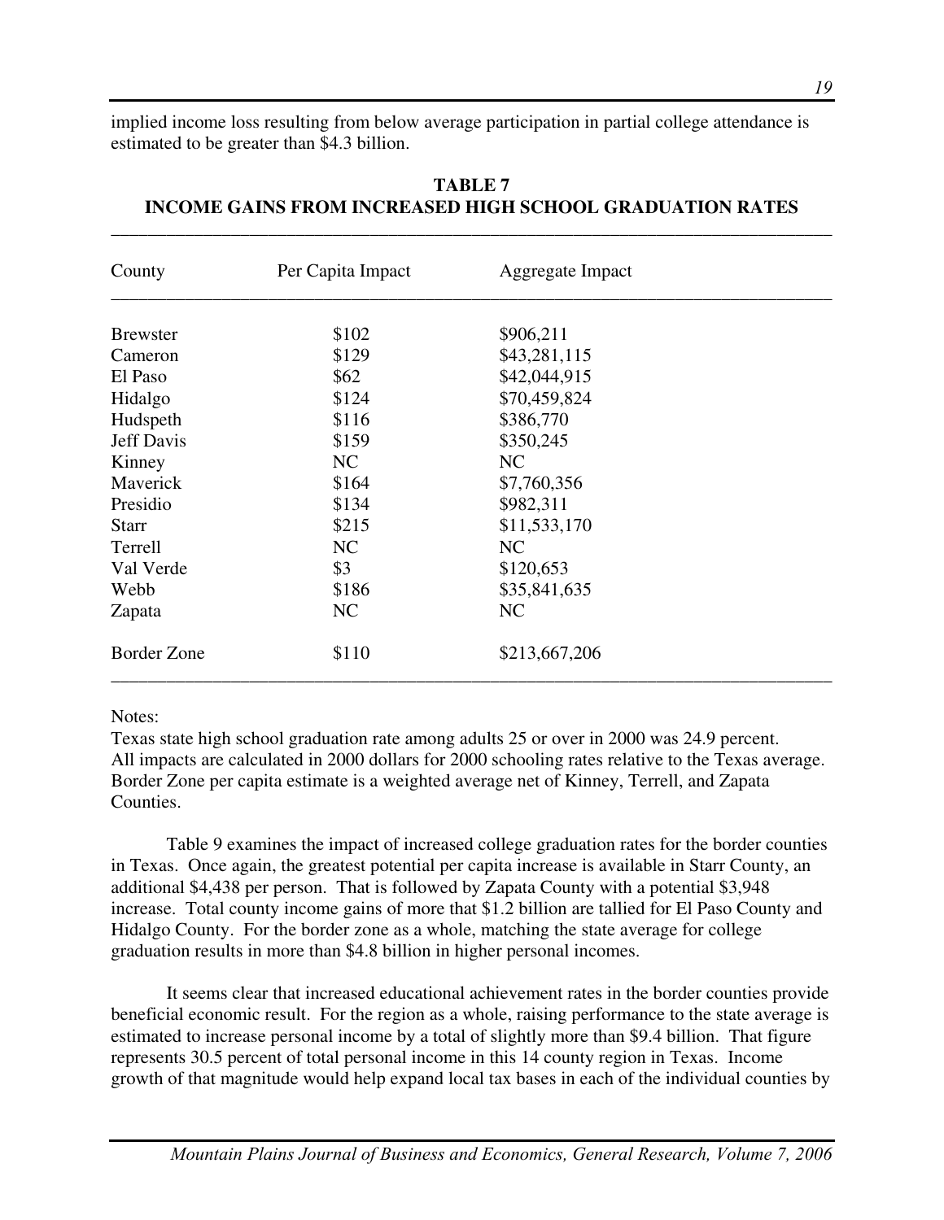implied income loss resulting from below average participation in partial college attendance is estimated to be greater than $4.3 billion.

**TABLE 7**
**INCOME GAINS FROM INCREASED HIGH SCHOOL GRADUATION RATES**

| County | Per Capita Impact | Aggregate Impact |
|---|---|---|
| Brewster | $102 | $906,211 |
| Cameron | $129 | $43,281,115 |
| El Paso | $62 | $42,044,915 |
| Hidalgo | $124 | $70,459,824 |
| Hudspeth | $116 | $386,770 |
| Jeff Davis | $159 | $350,245 |
| Kinney | NC | NC |
| Maverick | $164 | $7,760,356 |
| Presidio | $134 | $982,311 |
| Starr | $215 | $11,533,170 |
| Terrell | NC | NC |
| Val Verde | $3 | $120,653 |
| Webb | $186 | $35,841,635 |
| Zapata | NC | NC |
| Border Zone | $110 | $213,667,206 |

Notes:
Texas state high school graduation rate among adults 25 or over in 2000 was 24.9 percent.
All impacts are calculated in 2000 dollars for 2000 schooling rates relative to the Texas average.
Border Zone per capita estimate is a weighted average net of Kinney, Terrell, and Zapata Counties.

Table 9 examines the impact of increased college graduation rates for the border counties in Texas. Once again, the greatest potential per capita increase is available in Starr County, an additional $4,438 per person. That is followed by Zapata County with a potential $3,948 increase. Total county income gains of more that $1.2 billion are tallied for El Paso County and Hidalgo County. For the border zone as a whole, matching the state average for college graduation results in more than $4.8 billion in higher personal incomes.

It seems clear that increased educational achievement rates in the border counties provide beneficial economic result. For the region as a whole, raising performance to the state average is estimated to increase personal income by a total of slightly more than $9.4 billion. That figure represents 30.5 percent of total personal income in this 14 county region in Texas. Income growth of that magnitude would help expand local tax bases in each of the individual counties by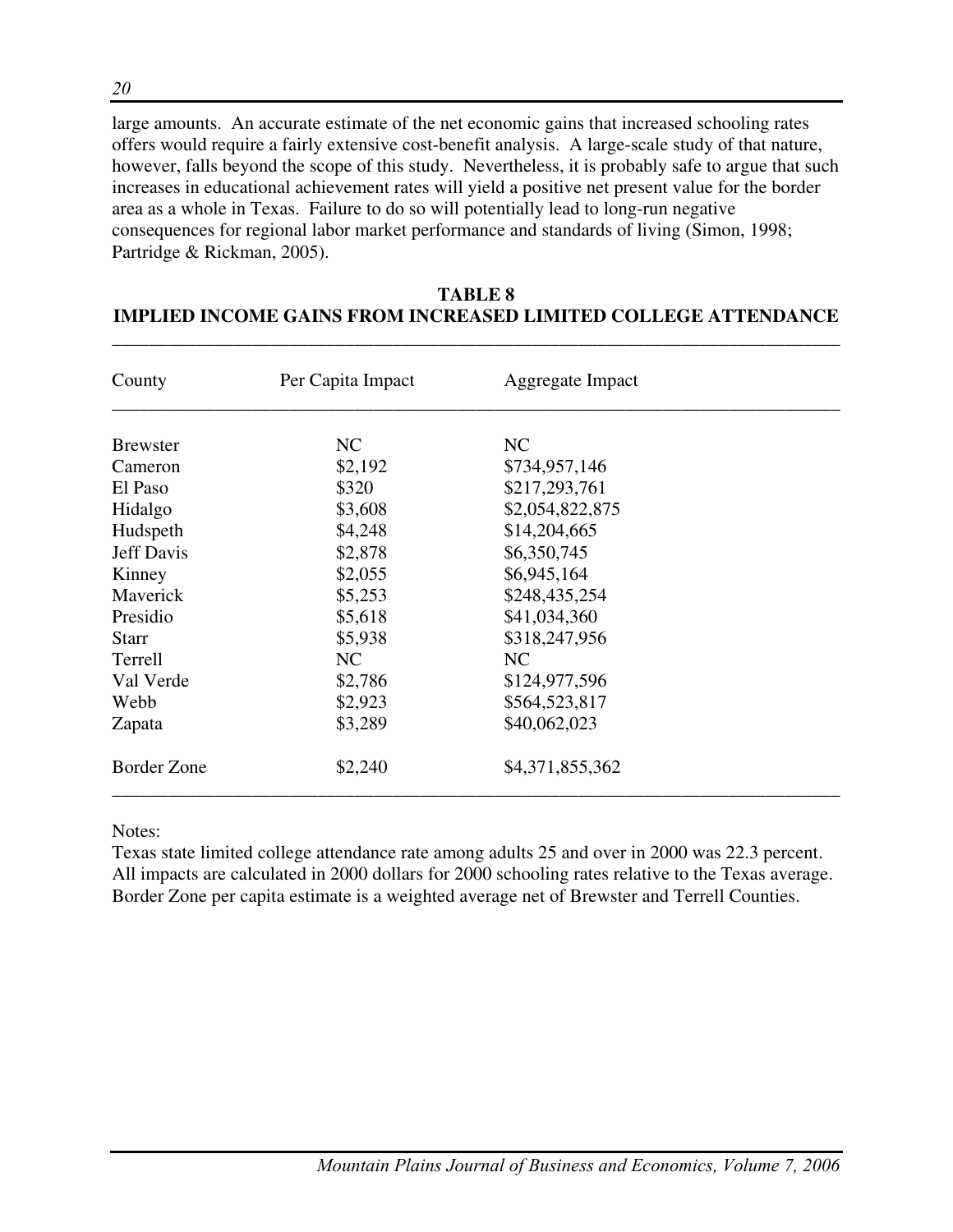large amounts. An accurate estimate of the net economic gains that increased schooling rates offers would require a fairly extensive cost-benefit analysis. A large-scale study of that nature, however, falls beyond the scope of this study. Nevertheless, it is probably safe to argue that such increases in educational achievement rates will yield a positive net present value for the border area as a whole in Texas. Failure to do so will potentially lead to long-run negative consequences for regional labor market performance and standards of living (Simon, 1998; Partridge & Rickman, 2005).

**TABLE 8**
**IMPLIED INCOME GAINS FROM INCREASED LIMITED COLLEGE ATTENDANCE**

| County | Per Capita Impact | Aggregate Impact |
|---|---|---|
| Brewster | NC | NC |
| Cameron | $2,192 | $734,957,146 |
| El Paso | $320 | $217,293,761 |
| Hidalgo | $3,608 | $2,054,822,875 |
| Hudspeth | $4,248 | $14,204,665 |
| Jeff Davis | $2,878 | $6,350,745 |
| Kinney | $2,055 | $6,945,164 |
| Maverick | $5,253 | $248,435,254 |
| Presidio | $5,618 | $41,034,360 |
| Starr | $5,938 | $318,247,956 |
| Terrell | NC | NC |
| Val Verde | $2,786 | $124,977,596 |
| Webb | $2,923 | $564,523,817 |
| Zapata | $3,289 | $40,062,023 |
| Border Zone | $2,240 | $4,371,855,362 |

Notes:
Texas state limited college attendance rate among adults 25 and over in 2000 was 22.3 percent.
All impacts are calculated in 2000 dollars for 2000 schooling rates relative to the Texas average.
Border Zone per capita estimate is a weighted average net of Brewster and Terrell Counties.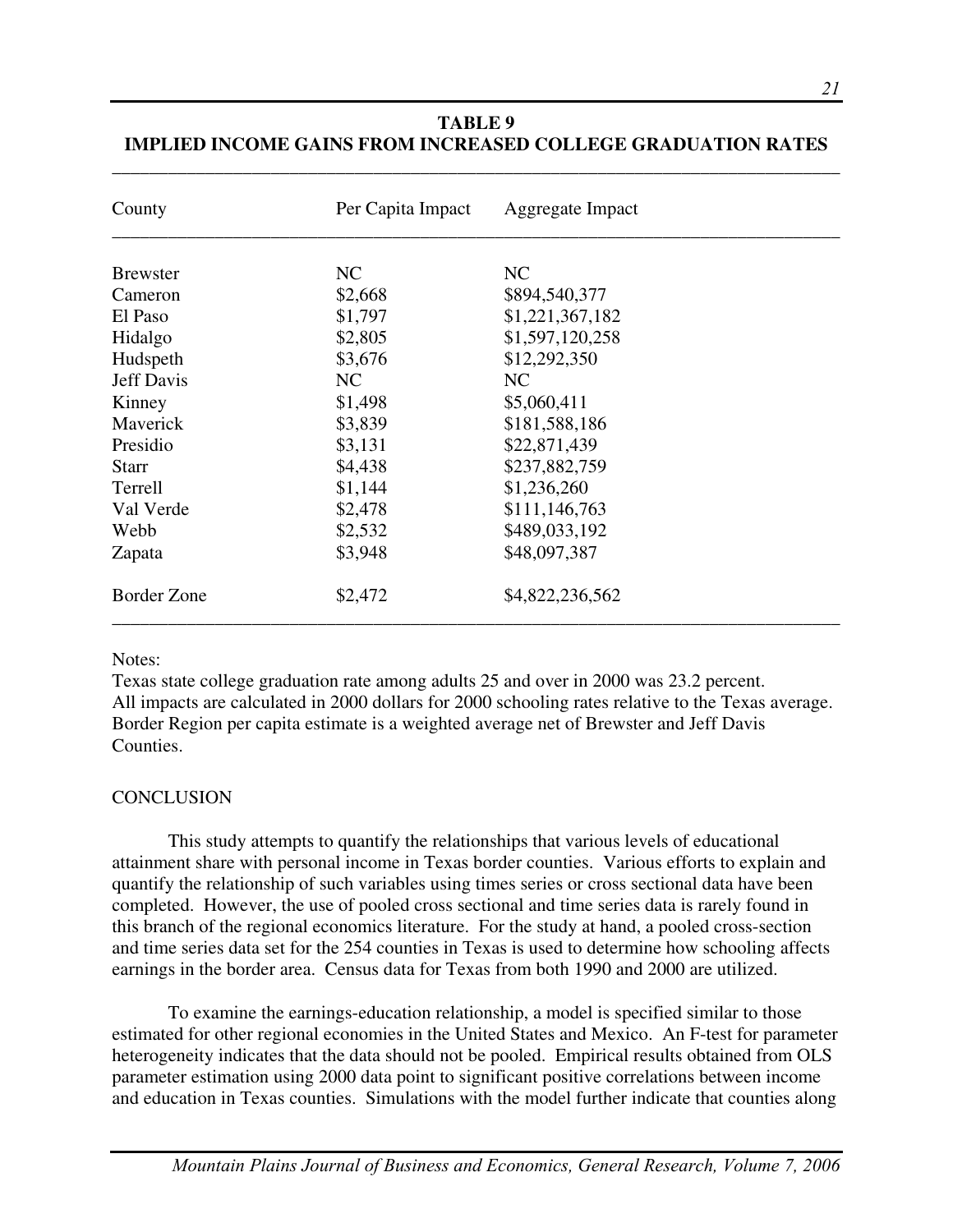**TABLE 9**
**IMPLIED INCOME GAINS FROM INCREASED COLLEGE GRADUATION RATES**

| County | Per Capita Impact | Aggregate Impact |
|---|---|---|
| Brewster | NC | NC |
| Cameron | $2,668 | $894,540,377 |
| El Paso | $1,797 | $1,221,367,182 |
| Hidalgo | $2,805 | $1,597,120,258 |
| Hudspeth | $3,676 | $12,292,350 |
| Jeff Davis | NC | NC |
| Kinney | $1,498 | $5,060,411 |
| Maverick | $3,839 | $181,588,186 |
| Presidio | $3,131 | $22,871,439 |
| Starr | $4,438 | $237,882,759 |
| Terrell | $1,144 | $1,236,260 |
| Val Verde | $2,478 | $111,146,763 |
| Webb | $2,532 | $489,033,192 |
| Zapata | $3,948 | $48,097,387 |
| Border Zone | $2,472 | $4,822,236,562 |

Notes:
Texas state college graduation rate among adults 25 and over in 2000 was 23.2 percent.
All impacts are calculated in 2000 dollars for 2000 schooling rates relative to the Texas average.
Border Region per capita estimate is a weighted average net of Brewster and Jeff Davis Counties.

## CONCLUSION

This study attempts to quantify the relationships that various levels of educational attainment share with personal income in Texas border counties. Various efforts to explain and quantify the relationship of such variables using times series or cross sectional data have been completed. However, the use of pooled cross sectional and time series data is rarely found in this branch of the regional economics literature. For the study at hand, a pooled cross-section and time series data set for the 254 counties in Texas is used to determine how schooling affects earnings in the border area. Census data for Texas from both 1990 and 2000 are utilized.

To examine the earnings-education relationship, a model is specified similar to those estimated for other regional economies in the United States and Mexico. An F-test for parameter heterogeneity indicates that the data should not be pooled. Empirical results obtained from OLS parameter estimation using 2000 data point to significant positive correlations between income and education in Texas counties. Simulations with the model further indicate that counties along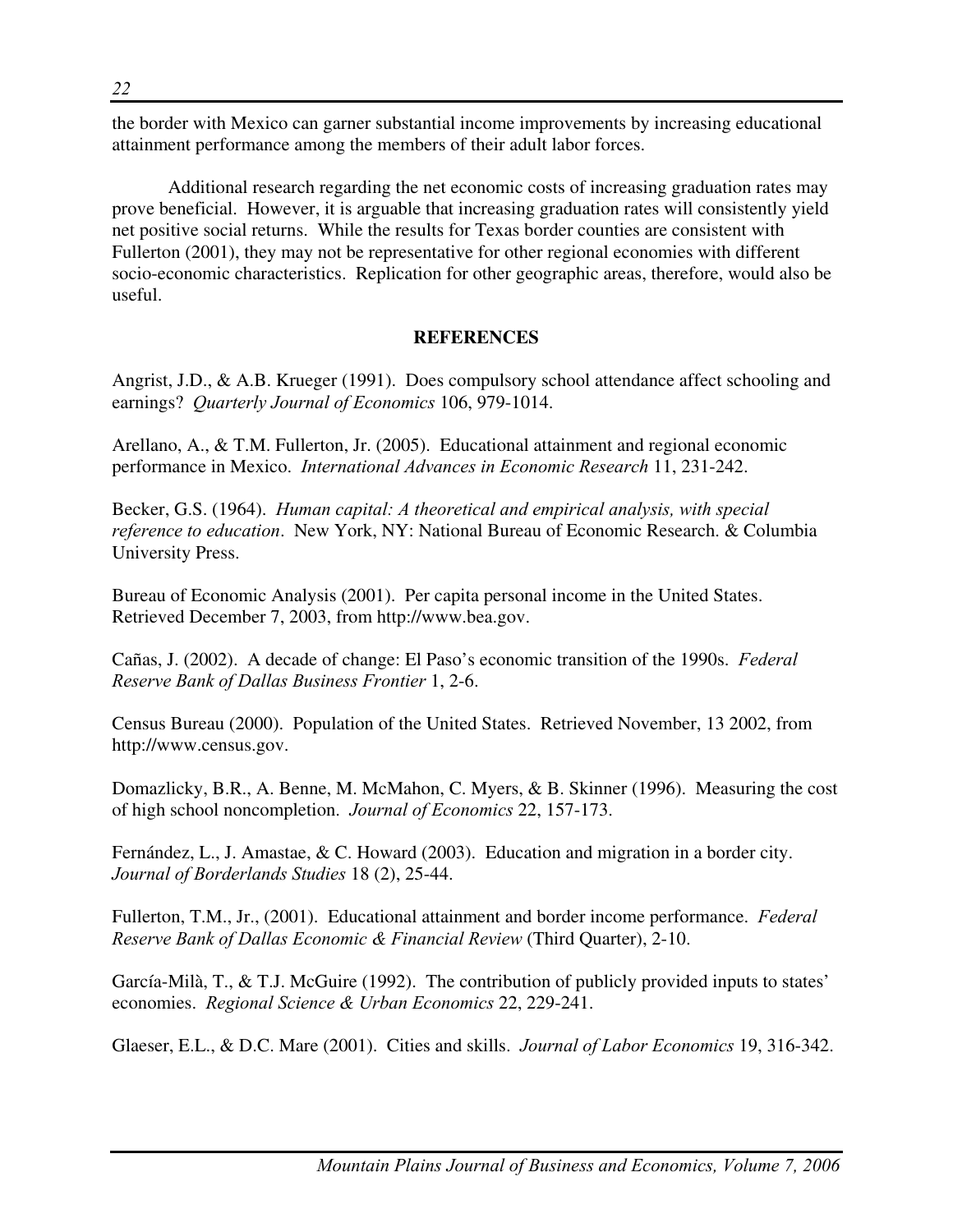the border with Mexico can garner substantial income improvements by increasing educational attainment performance among the members of their adult labor forces.

Additional research regarding the net economic costs of increasing graduation rates may prove beneficial. However, it is arguable that increasing graduation rates will consistently yield net positive social returns. While the results for Texas border counties are consistent with Fullerton (2001), they may not be representative for other regional economies with different socio-economic characteristics. Replication for other geographic areas, therefore, would also be useful.

## REFERENCES

Angrist, J.D., & A.B. Krueger (1991). Does compulsory school attendance affect schooling and earnings? *Quarterly Journal of Economics* 106, 979-1014.

Arellano, A., & T.M. Fullerton, Jr. (2005). Educational attainment and regional economic performance in Mexico. *International Advances in Economic Research* 11, 231-242.

Becker, G.S. (1964). *Human capital: A theoretical and empirical analysis, with special reference to education*. New York, NY: National Bureau of Economic Research. & Columbia University Press.

Bureau of Economic Analysis (2001). Per capita personal income in the United States. Retrieved December 7, 2003, from http://www.bea.gov.

Cañas, J. (2002). A decade of change: El Paso's economic transition of the 1990s. *Federal Reserve Bank of Dallas Business Frontier* 1, 2-6.

Census Bureau (2000). Population of the United States. Retrieved November, 13 2002, from http://www.census.gov.

Domazlicky, B.R., A. Benne, M. McMahon, C. Myers, & B. Skinner (1996). Measuring the cost of high school noncompletion. *Journal of Economics* 22, 157-173.

Fernández, L., J. Amastae, & C. Howard (2003). Education and migration in a border city. *Journal of Borderlands Studies* 18 (2), 25-44.

Fullerton, T.M., Jr., (2001). Educational attainment and border income performance. *Federal Reserve Bank of Dallas Economic & Financial Review* (Third Quarter), 2-10.

García-Milà, T., & T.J. McGuire (1992). The contribution of publicly provided inputs to states' economies. *Regional Science & Urban Economics* 22, 229-241.

Glaeser, E.L., & D.C. Mare (2001). Cities and skills. *Journal of Labor Economics* 19, 316-342.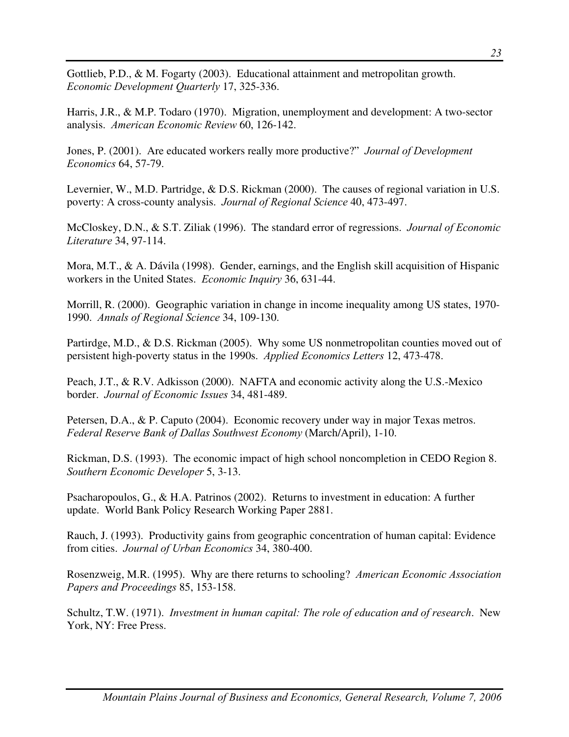Gottlieb, P.D., & M. Fogarty (2003). Educational attainment and metropolitan growth. *Economic Development Quarterly* 17, 325-336.

Harris, J.R., & M.P. Todaro (1970). Migration, unemployment and development: A two-sector analysis. *American Economic Review* 60, 126-142.

Jones, P. (2001). Are educated workers really more productive?" *Journal of Development Economics* 64, 57-79.

Levernier, W., M.D. Partridge, & D.S. Rickman (2000). The causes of regional variation in U.S. poverty: A cross-county analysis. *Journal of Regional Science* 40, 473-497.

McCloskey, D.N., & S.T. Ziliak (1996). The standard error of regressions. *Journal of Economic Literature* 34, 97-114.

Mora, M.T., & A. Dávila (1998). Gender, earnings, and the English skill acquisition of Hispanic workers in the United States. *Economic Inquiry* 36, 631-44.

Morrill, R. (2000). Geographic variation in change in income inequality among US states, 1970-1990. *Annals of Regional Science* 34, 109-130.

Partirdge, M.D., & D.S. Rickman (2005). Why some US nonmetropolitan counties moved out of persistent high-poverty status in the 1990s. *Applied Economics Letters* 12, 473-478.

Peach, J.T., & R.V. Adkisson (2000). NAFTA and economic activity along the U.S.-Mexico border. *Journal of Economic Issues* 34, 481-489.

Petersen, D.A., & P. Caputo (2004). Economic recovery under way in major Texas metros. *Federal Reserve Bank of Dallas Southwest Economy* (March/April), 1-10.

Rickman, D.S. (1993). The economic impact of high school noncompletion in CEDO Region 8. *Southern Economic Developer* 5, 3-13.

Psacharopoulos, G., & H.A. Patrinos (2002). Returns to investment in education: A further update. World Bank Policy Research Working Paper 2881.

Rauch, J. (1993). Productivity gains from geographic concentration of human capital: Evidence from cities. *Journal of Urban Economics* 34, 380-400.

Rosenzweig, M.R. (1995). Why are there returns to schooling? *American Economic Association Papers and Proceedings* 85, 153-158.

Schultz, T.W. (1971). *Investment in human capital: The role of education and of research*. New York, NY: Free Press.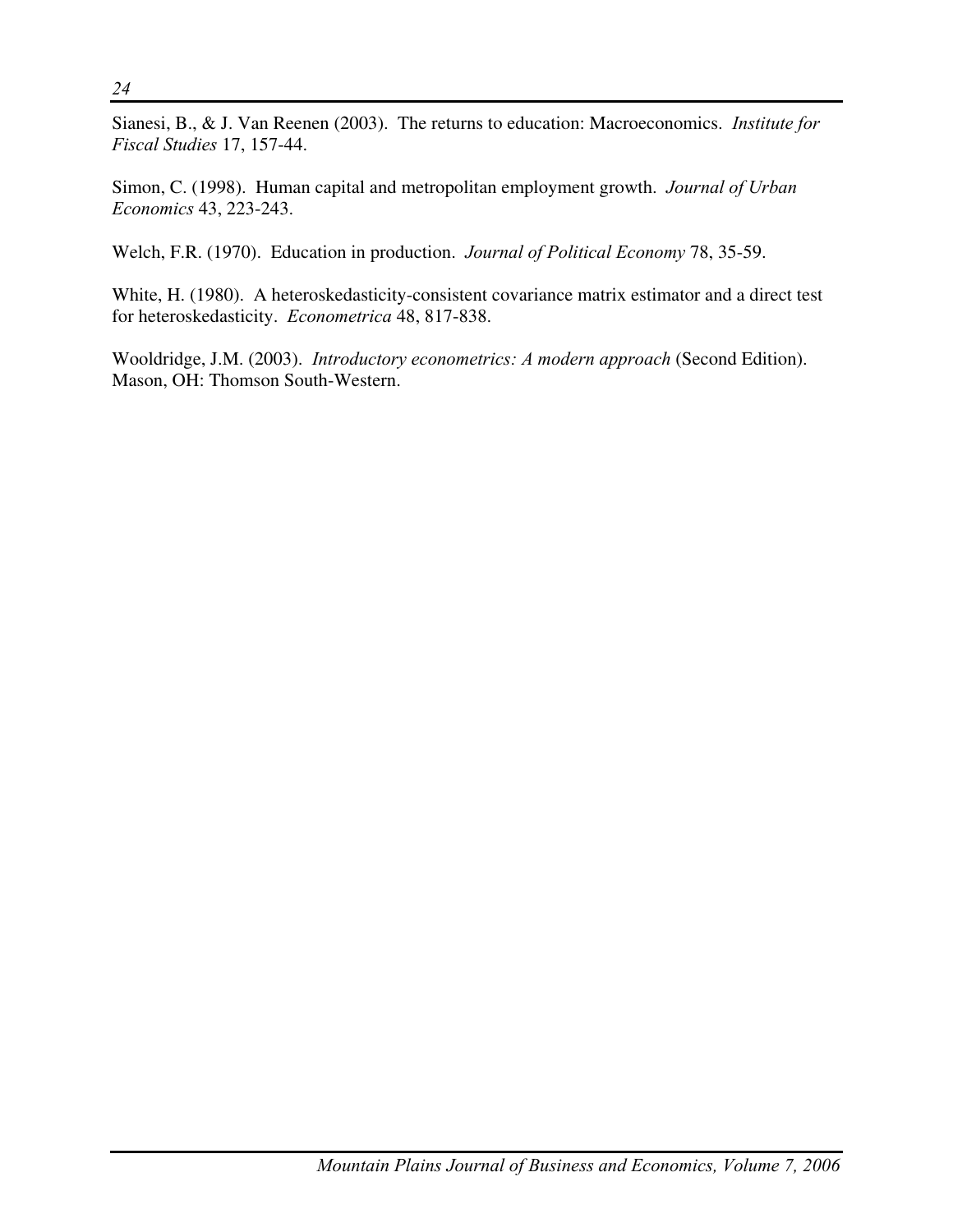Sianesi, B., & J. Van Reenen (2003). The returns to education: Macroeconomics. *Institute for Fiscal Studies* 17, 157-44.

Simon, C. (1998). Human capital and metropolitan employment growth. *Journal of Urban Economics* 43, 223-243.

Welch, F.R. (1970). Education in production. *Journal of Political Economy* 78, 35-59.

White, H. (1980). A heteroskedasticity-consistent covariance matrix estimator and a direct test for heteroskedasticity. *Econometrica* 48, 817-838.

Wooldridge, J.M. (2003). *Introductory econometrics: A modern approach* (Second Edition). Mason, OH: Thomson South-Western.